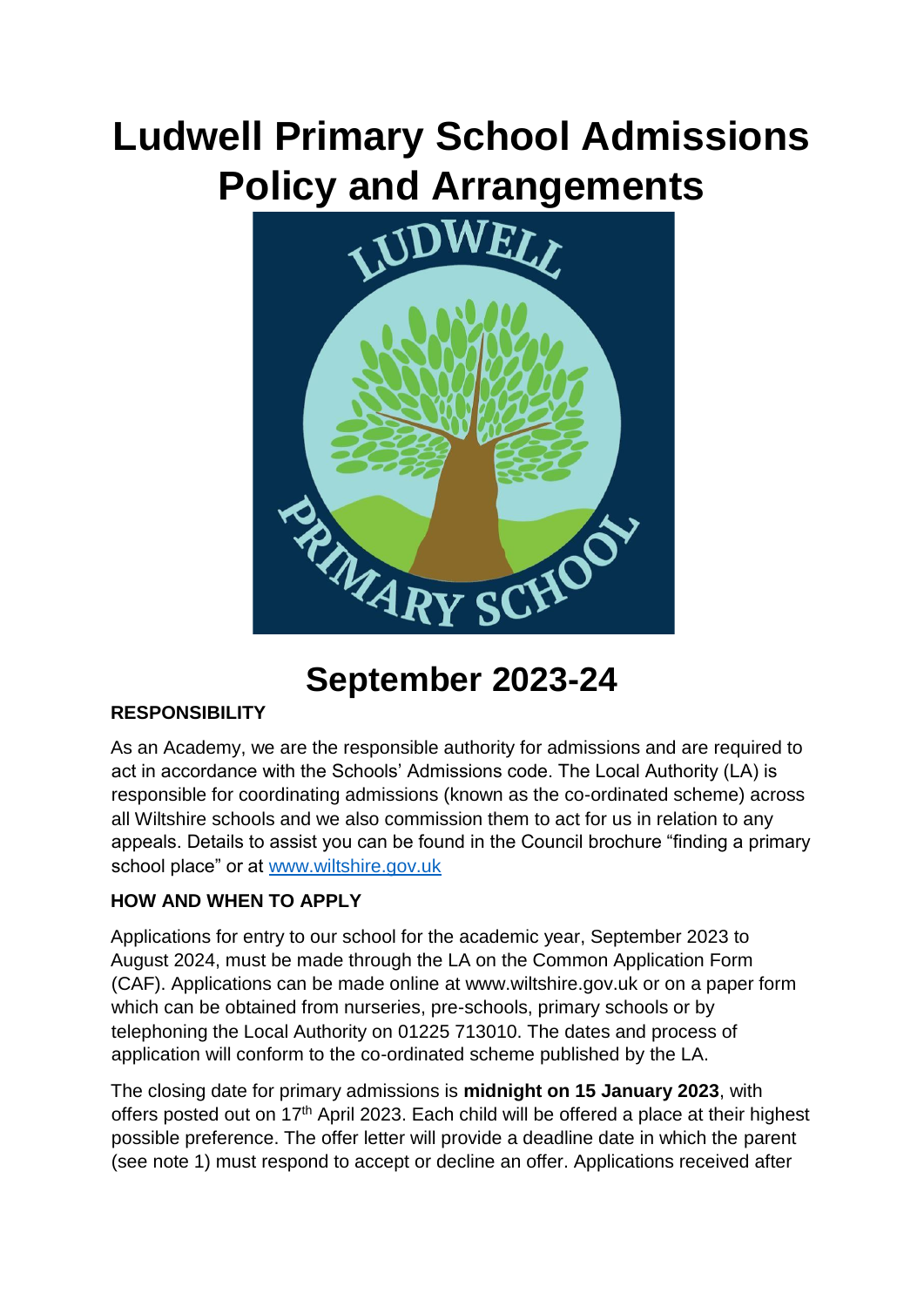# Ludwell Primary School Admissions Policy and Arrangements

## September 2023-24

**RESPONSIBILITY**

As an Academy, we are the responsible authority for admissions and are required to act in accordance with the Schools' Admissions code. The Local Authority (LA) is responsible for coordinating admissions (known as the co-ordinated scheme) across all Wiltshire schools and we also commission them to act for us in relation to any appeals. Details to assist you can be found in the Council brochure "finding a primary school place" or at www.wiltshire.gov.uk

**HOW AND WHEN TO APPLY**

Applications for entry to our school for the academic year, September 2023 to August 2024, must be made through the LA on the Common Application Form (CAF). Applications can be made online at www.wiltshire.gov.uk or on a paper form which can be obtained from nurseries, pre-schools, primary schools or by telephoning the Local Authority on 01225 713010. The dates and process of application will conform to the co-ordinated scheme published by the LA.

The closing date for primary admissions is **midnight on 15 January 2023**, with offers posted out on 17th April 2023. Each child will be offered a place at their highest possible preference. The offer letter will provide a deadline date in which the parent (see note 1) must respond to accept or decline an offer. Applications received after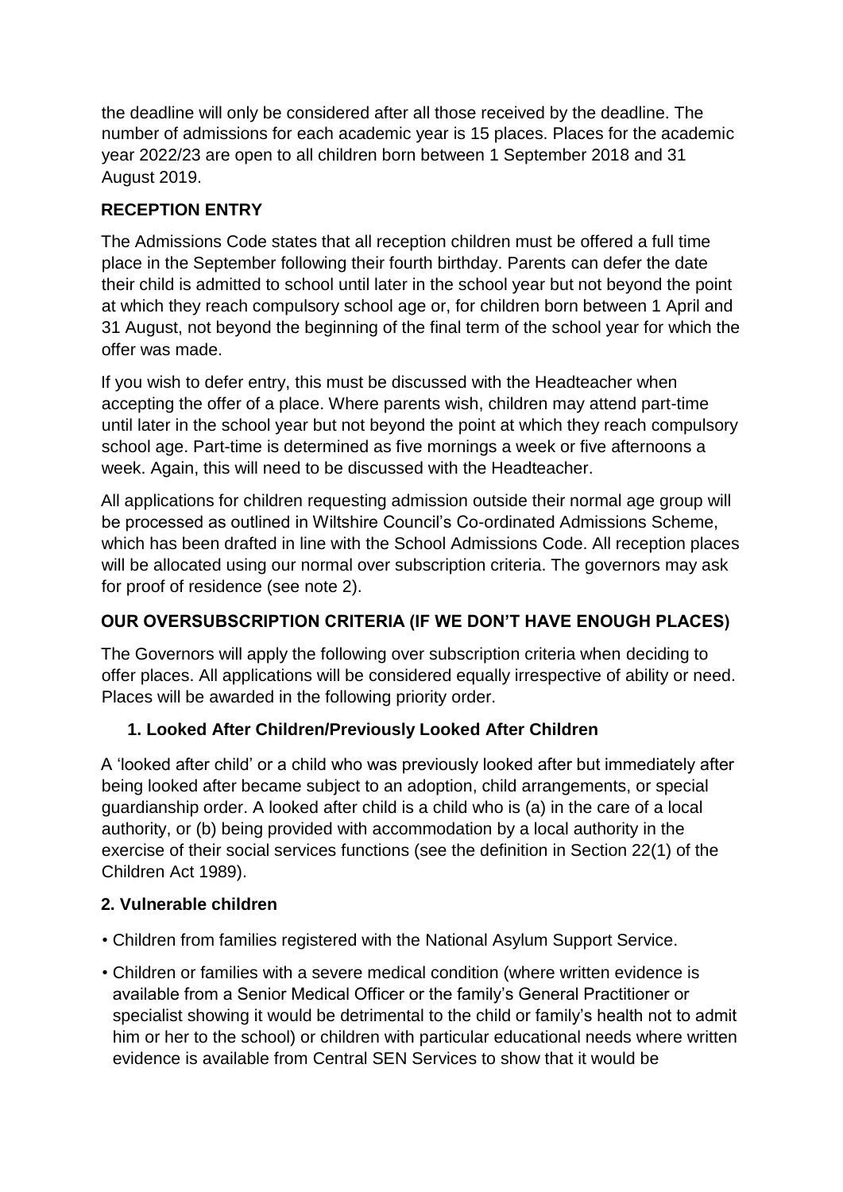the deadline will only be considered after all those received by the deadline. The number of admissions for each academic year is 15 places. Places for the academic year 2022/23 are open to all children born between 1 September 2018 and 31 August 2019.

**RECEPTION ENTRY**

The Admissions Code states that all reception children must be offered a full time place in the September following their fourth birthday. Parents can defer the date their child is admitted to school until later in the school year but not beyond the point at which they reach compulsory school age or, for children born between 1 April and 31 August, not beyond the beginning of the final term of the school year for which the offer was made.

If you wish to defer entry, this must be discussed with the Headteacher when accepting the offer of a place. Where parents wish, children may attend part-time until later in the school year but not beyond the point at which they reach compulsory school age. Part-time is determined as five mornings a week or five afternoons a week. Again, this will need to be discussed with the Headteacher.

All applications for children requesting admission outside their normal age group will be processed as outlined in Wiltshire Council's Co-ordinated Admissions Scheme, which has been drafted in line with the School Admissions Code. All reception places will be allocated using our normal over subscription criteria. The governors may ask for proof of residence (see note 2).

**OUR OVERSUBSCRIPTION CRITERIA (IF WE DON'T HAVE ENOUGH PLACES)**

The Governors will apply the following over subscription criteria when deciding to offer places. All applications will be considered equally irrespective of ability or need. Places will be awarded in the following priority order.

**1. Looked After Children/Previously Looked After Children**

A 'looked after child' or a child who was previously looked after but immediately after being looked after became subject to an adoption, child arrangements, or special guardianship order. A looked after child is a child who is (a) in the care of a local authority, or (b) being provided with accommodation by a local authority in the exercise of their social services functions (see the definition in Section 22(1) of the Children Act 1989).

**2. Vulnerable children**

- Children from families registered with the National Asylum Support Service.
- Children or families with a severe medical condition (where written evidence is available from a Senior Medical Officer or the family's General Practitioner or specialist showing it would be detrimental to the child or family's health not to admit him or her to the school) or children with particular educational needs where written evidence is available from Central SEN Services to show that it would be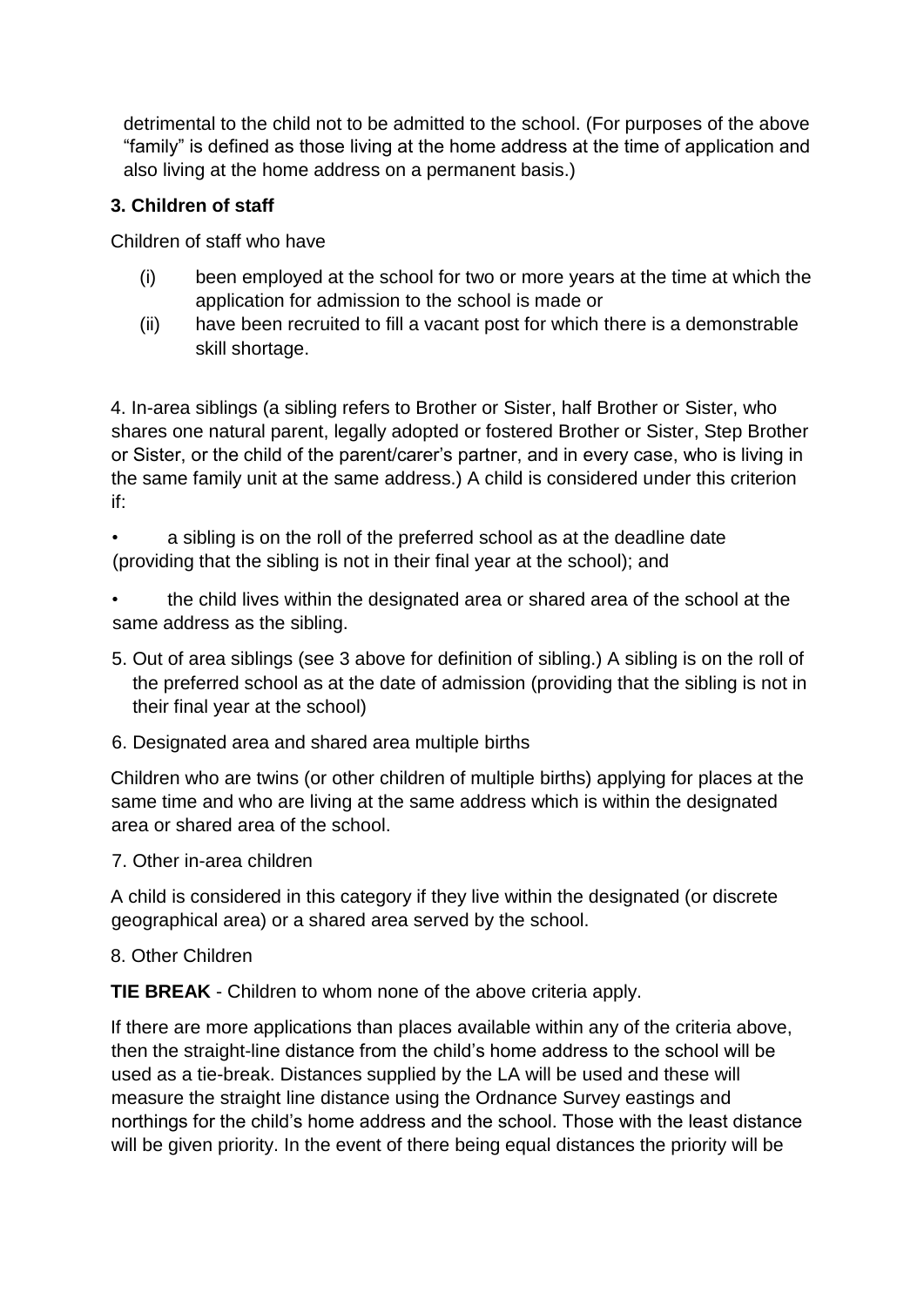detrimental to the child not to be admitted to the school. (For purposes of the above "family" is defined as those living at the home address at the time of application and also living at the home address on a permanent basis.)

**3. Children of staff**

Children of staff who have

(i) been employed at the school for two or more years at the time at which the application for admission to the school is made or

(ii) have been recruited to fill a vacant post for which there is a demonstrable skill shortage.

4. In-area siblings (a sibling refers to Brother or Sister, half Brother or Sister, who shares one natural parent, legally adopted or fostered Brother or Sister, Step Brother or Sister, or the child of the parent/carer's partner, and in every case, who is living in the same family unit at the same address.) A child is considered under this criterion if:

- a sibling is on the roll of the preferred school as at the deadline date (providing that the sibling is not in their final year at the school); and
- the child lives within the designated area or shared area of the school at the same address as the sibling.

5. Out of area siblings (see 3 above for definition of sibling.) A sibling is on the roll of the preferred school as at the date of admission (providing that the sibling is not in their final year at the school)

6. Designated area and shared area multiple births

Children who are twins (or other children of multiple births) applying for places at the same time and who are living at the same address which is within the designated area or shared area of the school.

7. Other in-area children

A child is considered in this category if they live within the designated (or discrete geographical area) or a shared area served by the school.

8. Other Children

**TIE BREAK** - Children to whom none of the above criteria apply.

If there are more applications than places available within any of the criteria above, then the straight-line distance from the child's home address to the school will be used as a tie-break. Distances supplied by the LA will be used and these will measure the straight line distance using the Ordnance Survey eastings and northings for the child's home address and the school. Those with the least distance will be given priority. In the event of there being equal distances the priority will be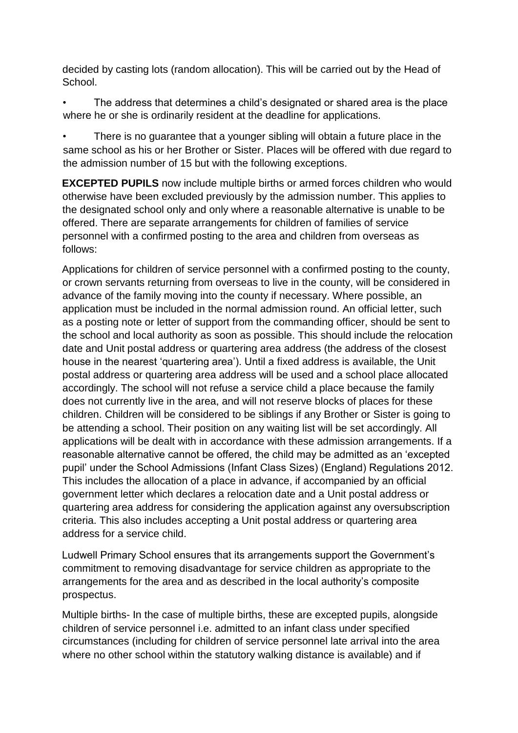decided by casting lots (random allocation). This will be carried out by the Head of School.

- The address that determines a child's designated or shared area is the place where he or she is ordinarily resident at the deadline for applications.
- There is no guarantee that a younger sibling will obtain a future place in the same school as his or her Brother or Sister. Places will be offered with due regard to the admission number of 15 but with the following exceptions.

**EXCEPTED PUPILS** now include multiple births or armed forces children who would otherwise have been excluded previously by the admission number. This applies to the designated school only and only where a reasonable alternative is unable to be offered. There are separate arrangements for children of families of service personnel with a confirmed posting to the area and children from overseas as follows:

Applications for children of service personnel with a confirmed posting to the county, or crown servants returning from overseas to live in the county, will be considered in advance of the family moving into the county if necessary. Where possible, an application must be included in the normal admission round. An official letter, such as a posting note or letter of support from the commanding officer, should be sent to the school and local authority as soon as possible. This should include the relocation date and Unit postal address or quartering area address (the address of the closest house in the nearest 'quartering area'). Until a fixed address is available, the Unit postal address or quartering area address will be used and a school place allocated accordingly. The school will not refuse a service child a place because the family does not currently live in the area, and will not reserve blocks of places for these children. Children will be considered to be siblings if any Brother or Sister is going to be attending a school. Their position on any waiting list will be set accordingly. All applications will be dealt with in accordance with these admission arrangements. If a reasonable alternative cannot be offered, the child may be admitted as an 'excepted pupil' under the School Admissions (Infant Class Sizes) (England) Regulations 2012. This includes the allocation of a place in advance, if accompanied by an official government letter which declares a relocation date and a Unit postal address or quartering area address for considering the application against any oversubscription criteria. This also includes accepting a Unit postal address or quartering area address for a service child.

Ludwell Primary School ensures that its arrangements support the Government's commitment to removing disadvantage for service children as appropriate to the arrangements for the area and as described in the local authority's composite prospectus.

Multiple births- In the case of multiple births, these are excepted pupils, alongside children of service personnel i.e. admitted to an infant class under specified circumstances (including for children of service personnel late arrival into the area where no other school within the statutory walking distance is available) and if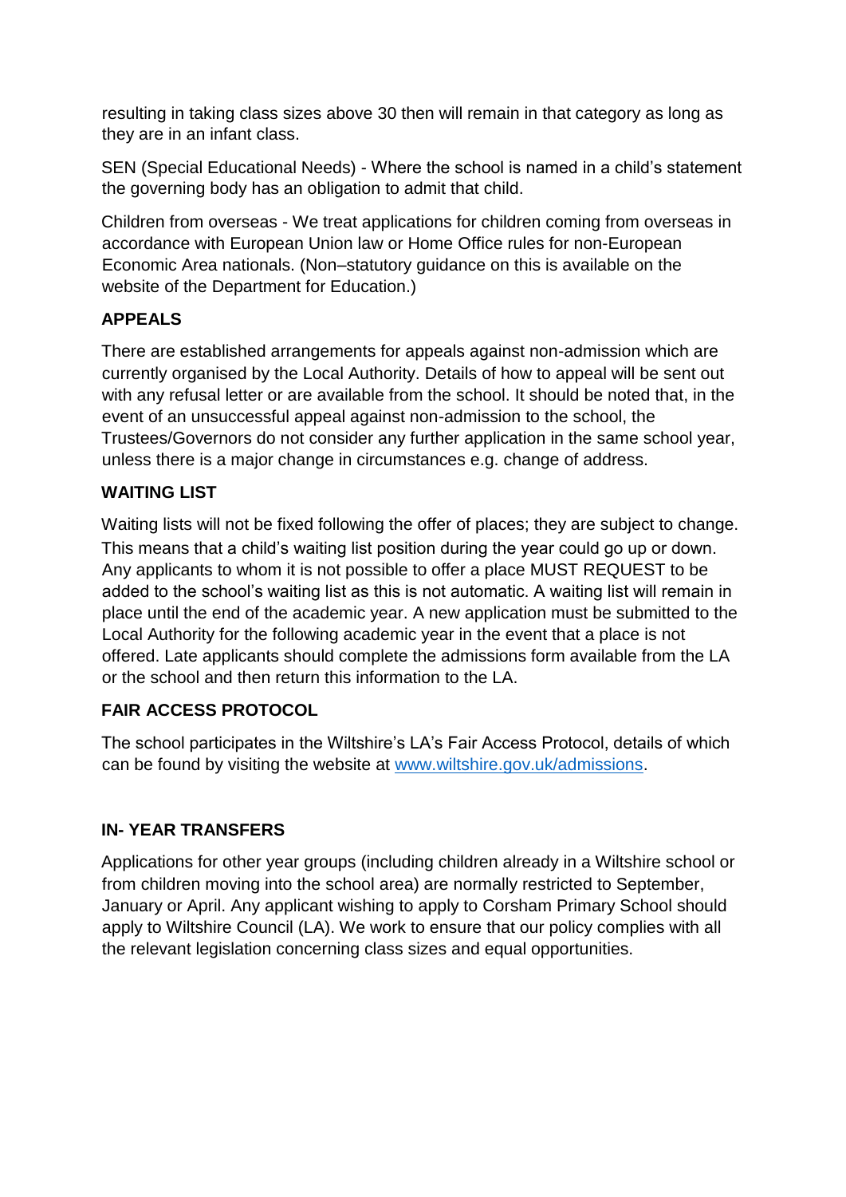resulting in taking class sizes above 30 then will remain in that category as long as they are in an infant class.

SEN (Special Educational Needs) - Where the school is named in a child's statement the governing body has an obligation to admit that child.

Children from overseas - We treat applications for children coming from overseas in accordance with European Union law or Home Office rules for non-European Economic Area nationals. (Non–statutory guidance on this is available on the website of the Department for Education.)

## APPEALS

There are established arrangements for appeals against non-admission which are currently organised by the Local Authority. Details of how to appeal will be sent out with any refusal letter or are available from the school. It should be noted that, in the event of an unsuccessful appeal against non-admission to the school, the Trustees/Governors do not consider any further application in the same school year, unless there is a major change in circumstances e.g. change of address.

## WAITING LIST

Waiting lists will not be fixed following the offer of places; they are subject to change. This means that a child's waiting list position during the year could go up or down. Any applicants to whom it is not possible to offer a place MUST REQUEST to be added to the school's waiting list as this is not automatic. A waiting list will remain in place until the end of the academic year. A new application must be submitted to the Local Authority for the following academic year in the event that a place is not offered. Late applicants should complete the admissions form available from the LA or the school and then return this information to the LA.

## FAIR ACCESS PROTOCOL

The school participates in the Wiltshire's LA's Fair Access Protocol, details of which can be found by visiting the website at [www.wiltshire.gov.uk/admissions](http://www.wiltshire.gov.uk/admissions).

## IN- YEAR TRANSFERS

Applications for other year groups (including children already in a Wiltshire school or from children moving into the school area) are normally restricted to September, January or April. Any applicant wishing to apply to Corsham Primary School should apply to Wiltshire Council (LA). We work to ensure that our policy complies with all the relevant legislation concerning class sizes and equal opportunities.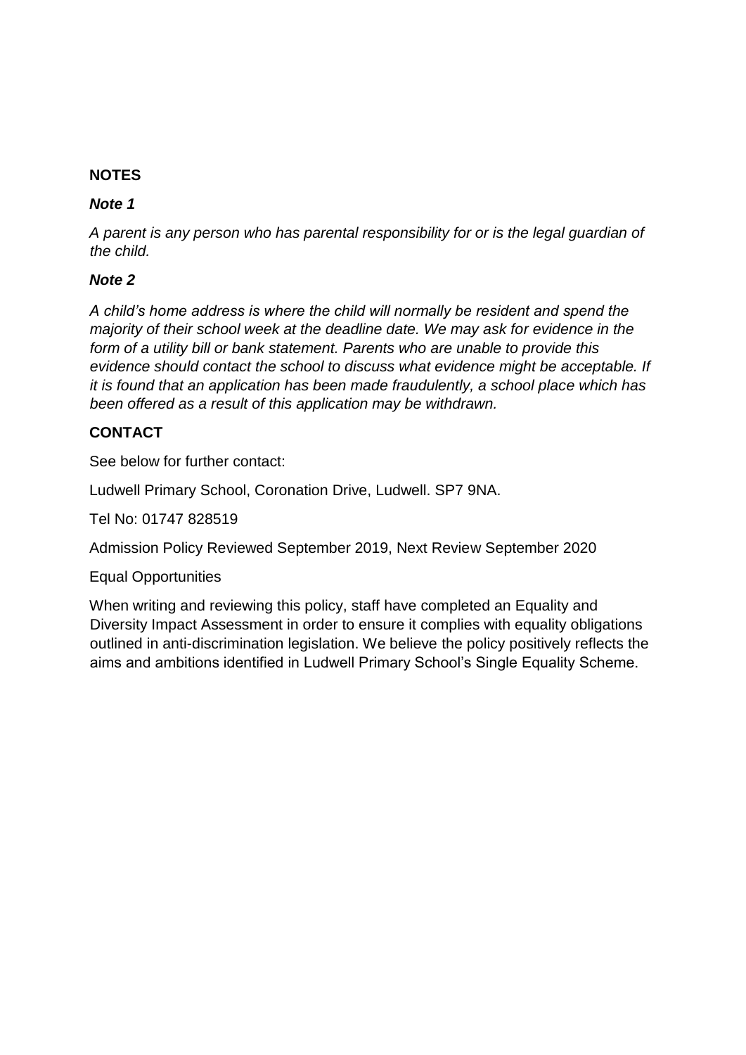## NOTES

### *Note 1*

*A parent is any person who has parental responsibility for or is the legal guardian of the child.*

### *Note 2*

*A child's home address is where the child will normally be resident and spend the majority of their school week at the deadline date. We may ask for evidence in the form of a utility bill or bank statement. Parents who are unable to provide this evidence should contact the school to discuss what evidence might be acceptable. If it is found that an application has been made fraudulently, a school place which has been offered as a result of this application may be withdrawn.*

## CONTACT

See below for further contact:

Ludwell Primary School, Coronation Drive, Ludwell. SP7 9NA.

Tel No: 01747 828519

Admission Policy Reviewed September 2019, Next Review September 2020

Equal Opportunities

When writing and reviewing this policy, staff have completed an Equality and Diversity Impact Assessment in order to ensure it complies with equality obligations outlined in anti-discrimination legislation. We believe the policy positively reflects the aims and ambitions identified in Ludwell Primary School's Single Equality Scheme.